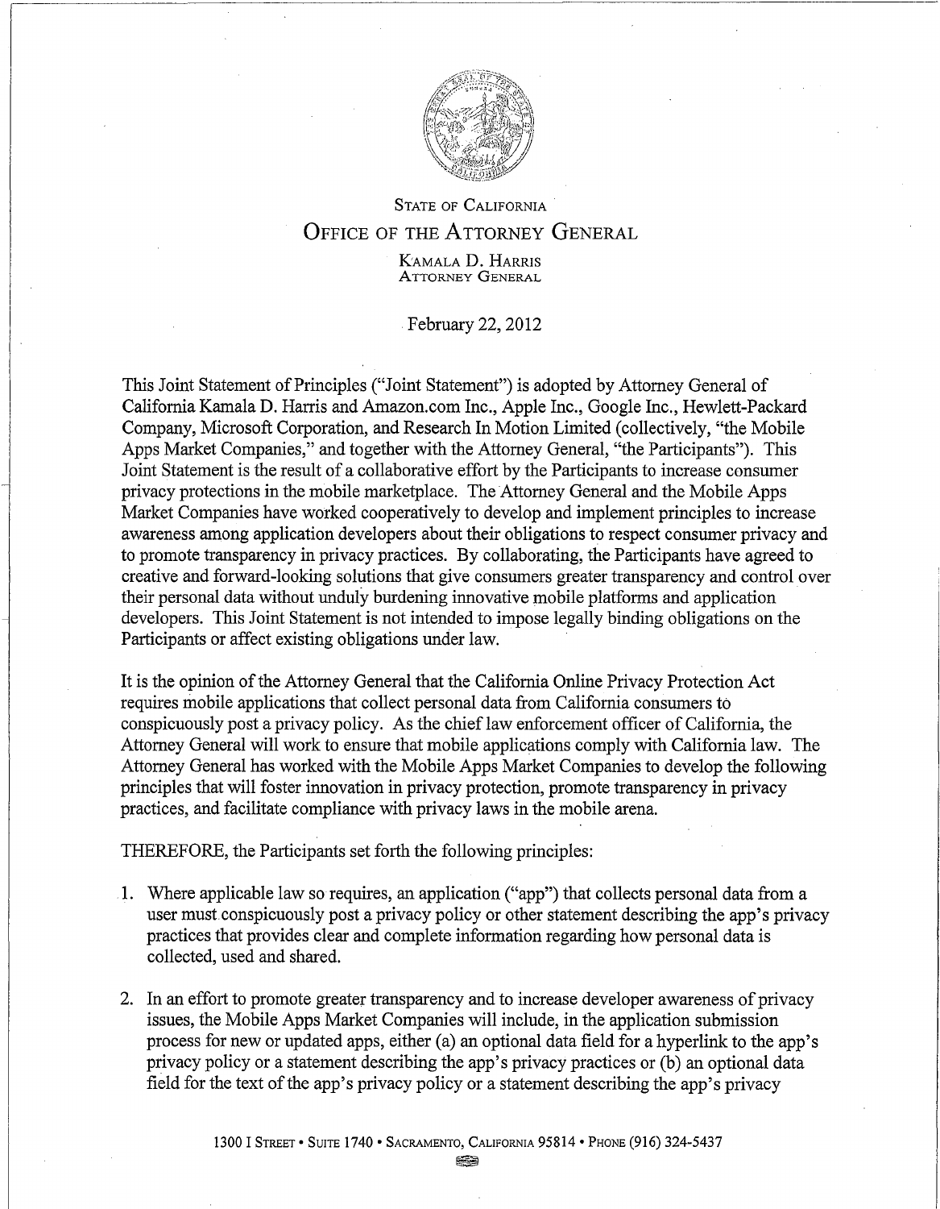STATE OF CALIFORNIA

# OFFICE OF THE ATTORNEY GENERAL

KAMALA D. HARRIS
ATTORNEY GENERAL

February 22, 2012

This Joint Statement of Principles ("Joint Statement") is adopted by Attorney General of California Kamala D. Harris and Amazon.com Inc., Apple Inc., Google Inc., Hewlett-Packard Company, Microsoft Corporation, and Research In Motion Limited (collectively, "the Mobile Apps Market Companies," and together with the Attorney General, "the Participants"). This Joint Statement is the result of a collaborative effort by the Participants to increase consumer privacy protections in the mobile marketplace. The Attorney General and the Mobile Apps Market Companies have worked cooperatively to develop and implement principles to increase awareness among application developers about their obligations to respect consumer privacy and to promote transparency in privacy practices. By collaborating, the Participants have agreed to creative and forward-looking solutions that give consumers greater transparency and control over their personal data without unduly burdening innovative mobile platforms and application developers. This Joint Statement is not intended to impose legally binding obligations on the Participants or affect existing obligations under law.

It is the opinion of the Attorney General that the California Online Privacy Protection Act requires mobile applications that collect personal data from California consumers to conspicuously post a privacy policy. As the chief law enforcement officer of California, the Attorney General will work to ensure that mobile applications comply with California law. The Attorney General has worked with the Mobile Apps Market Companies to develop the following principles that will foster innovation in privacy protection, promote transparency in privacy practices, and facilitate compliance with privacy laws in the mobile arena.

THEREFORE, the Participants set forth the following principles:

1. Where applicable law so requires, an application ("app") that collects personal data from a user must conspicuously post a privacy policy or other statement describing the app's privacy practices that provides clear and complete information regarding how personal data is collected, used and shared.

2. In an effort to promote greater transparency and to increase developer awareness of privacy issues, the Mobile Apps Market Companies will include, in the application submission process for new or updated apps, either (a) an optional data field for a hyperlink to the app's privacy policy or a statement describing the app's privacy practices or (b) an optional data field for the text of the app's privacy policy or a statement describing the app's privacy

1300 I STREET • SUITE 1740 • SACRAMENTO, CALIFORNIA 95814 • PHONE (916) 324-5437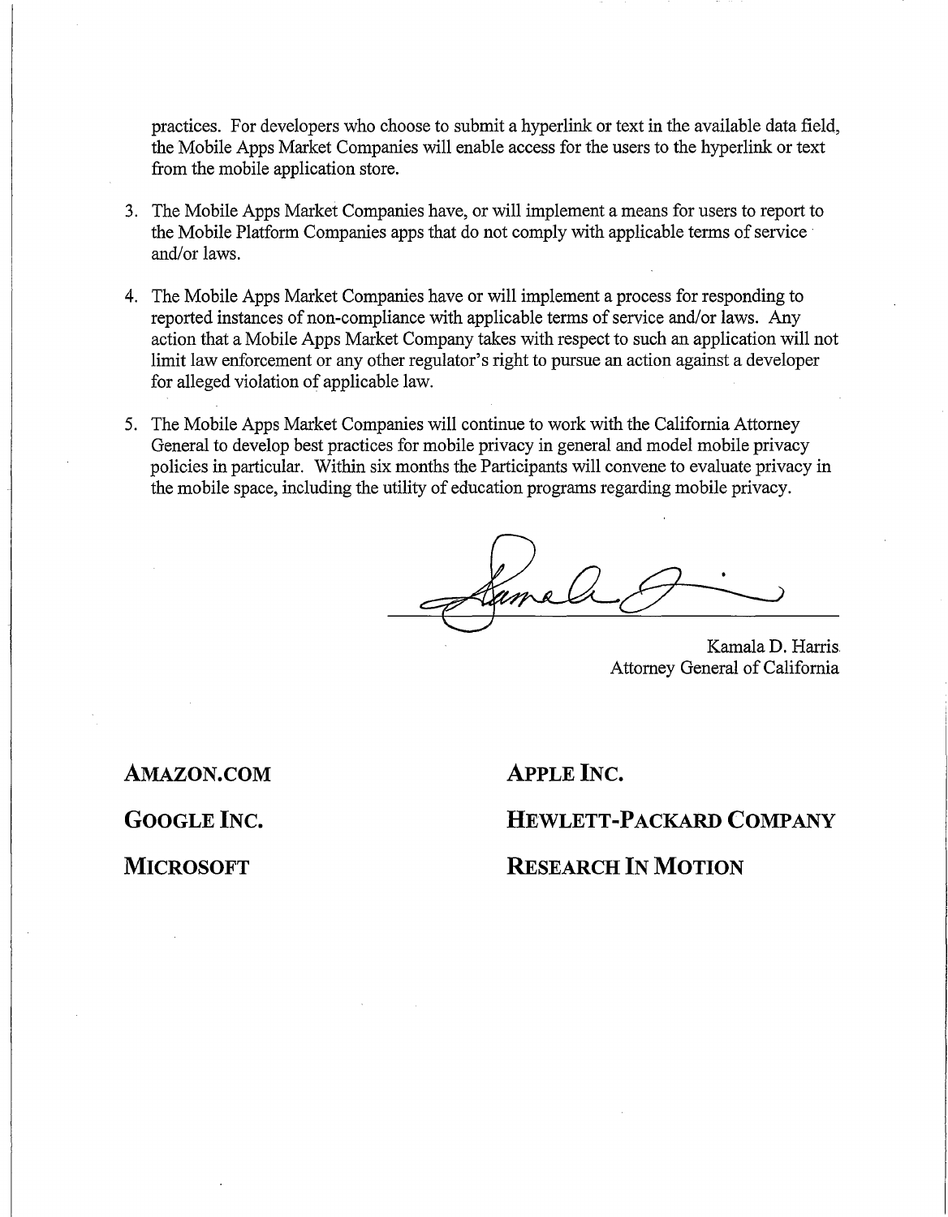practices. For developers who choose to submit a hyperlink or text in the available data field, the Mobile Apps Market Companies will enable access for the users to the hyperlink or text from the mobile application store.

3. The Mobile Apps Market Companies have, or will implement a means for users to report to the Mobile Platform Companies apps that do not comply with applicable terms of service and/or laws.

4. The Mobile Apps Market Companies have or will implement a process for responding to reported instances of non-compliance with applicable terms of service and/or laws. Any action that a Mobile Apps Market Company takes with respect to such an application will not limit law enforcement or any other regulator's right to pursue an action against a developer for alleged violation of applicable law.

5. The Mobile Apps Market Companies will continue to work with the California Attorney General to develop best practices for mobile privacy in general and model mobile privacy policies in particular. Within six months the Participants will convene to evaluate privacy in the mobile space, including the utility of education programs regarding mobile privacy.

Kamala D. Harris
Attorney General of California

**AMAZON.COM**

**APPLE INC.**

**GOOGLE INC.**

**HEWLETT-PACKARD COMPANY**

**MICROSOFT**

**RESEARCH IN MOTION**